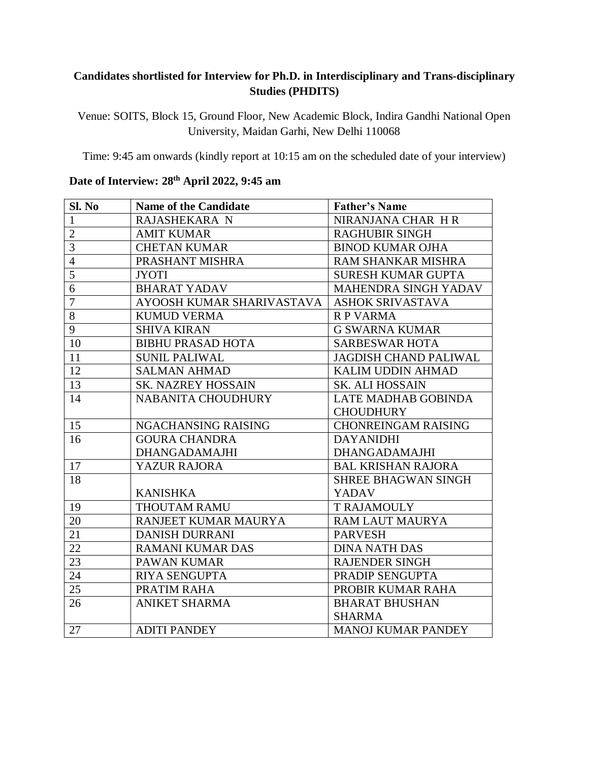**Candidates shortlisted for Interview for Ph.D. in Interdisciplinary and Trans-disciplinary Studies (PHDITS)**

Venue: SOITS, Block 15, Ground Floor, New Academic Block, Indira Gandhi National Open University, Maidan Garhi, New Delhi 110068

Time: 9:45 am onwards (kindly report at 10:15 am on the scheduled date of your interview)

**Date of Interview: 28th April 2022, 9:45 am**

| Sl. No | Name of the Candidate | Father's Name |
|---|---|---|
| 1 | RAJASHEKARA N | NIRANJANA CHAR H R |
| 2 | AMIT KUMAR | RAGHUBIR SINGH |
| 3 | CHETAN KUMAR | BINOD KUMAR OJHA |
| 4 | PRASHANT MISHRA | RAM SHANKAR MISHRA |
| 5 | JYOTI | SURESH KUMAR GUPTA |
| 6 | BHARAT YADAV | MAHENDRA SINGH YADAV |
| 7 | AYOOSH KUMAR SHARIVASTAVA | ASHOK SRIVASTAVA |
| 8 | KUMUD VERMA | R P VARMA |
| 9 | SHIVA KIRAN | G SWARNA KUMAR |
| 10 | BIBHU PRASAD HOTA | SARBESWAR HOTA |
| 11 | SUNIL PALIWAL | JAGDISH CHAND PALIWAL |
| 12 | SALMAN AHMAD | KALIM UDDIN AHMAD |
| 13 | SK. NAZREY HOSSAIN | SK. ALI HOSSAIN |
| 14 | NABANITA CHOUDHURY | LATE MADHAB GOBINDA CHOUDHURY |
| 15 | NGACHANSING RAISING | CHONREINGAM RAISING |
| 16 | GOURA CHANDRA DHANGADAMAJHI | DAYANIDHI DHANGADAMAJHI |
| 17 | YAZUR RAJORA | BAL KRISHAN RAJORA |
| 18 | KANISHKA | SHREE BHAGWAN SINGH YADAV |
| 19 | THOUTAM RAMU | T RAJAMOULY |
| 20 | RANJEET KUMAR MAURYA | RAM LAUT MAURYA |
| 21 | DANISH DURRANI | PARVESH |
| 22 | RAMANI KUMAR DAS | DINA NATH DAS |
| 23 | PAWAN KUMAR | RAJENDER SINGH |
| 24 | RIYA SENGUPTA | PRADIP SENGUPTA |
| 25 | PRATIM RAHA | PROBIR KUMAR RAHA |
| 26 | ANIKET SHARMA | BHARAT BHUSHAN SHARMA |
| 27 | ADITI PANDEY | MANOJ KUMAR PANDEY |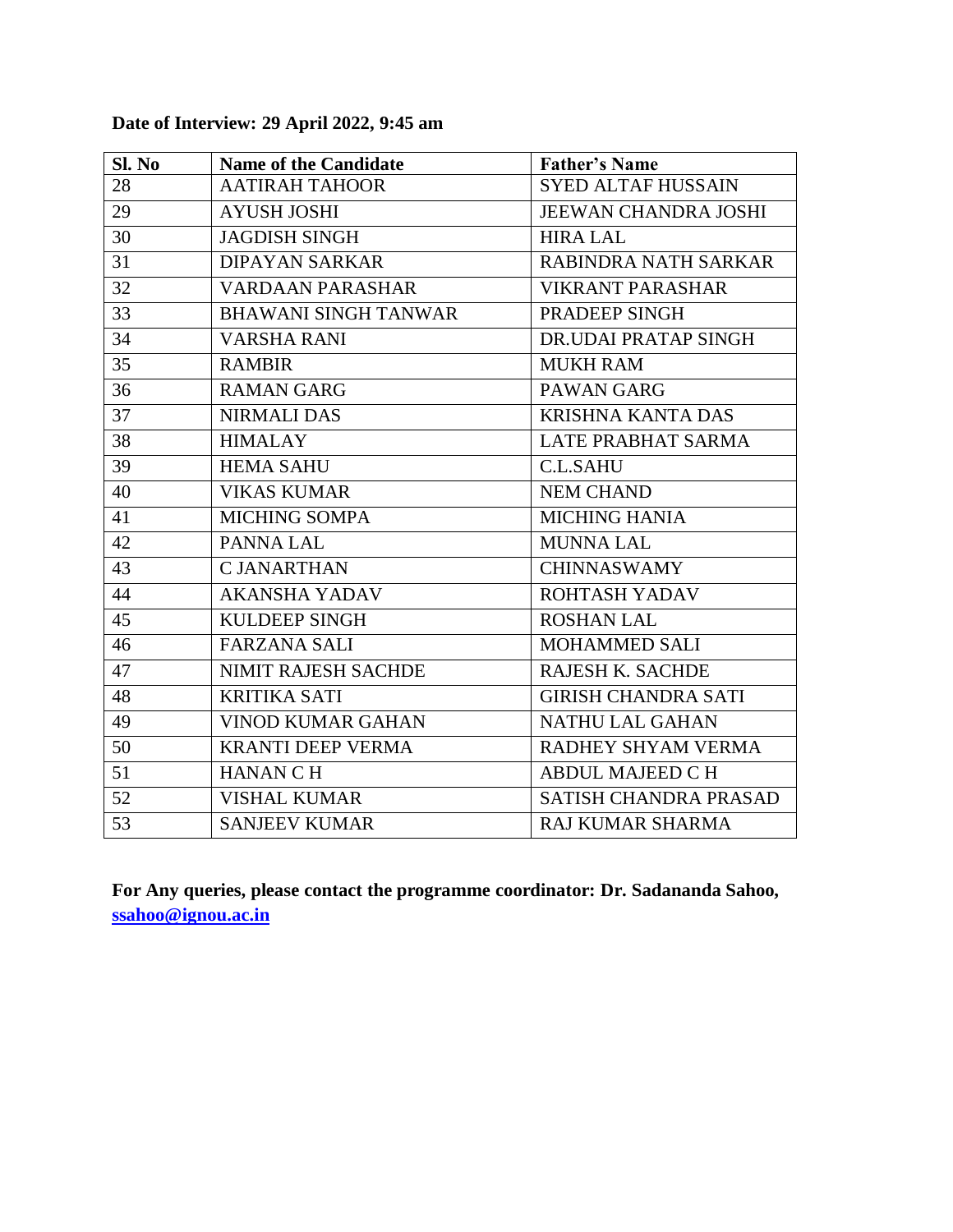**Date of Interview: 29 April 2022, 9:45 am**

| Sl. No | Name of the Candidate | Father's Name |
|---|---|---|
| 28 | AATIRAH TAHOOR | SYED ALTAF HUSSAIN |
| 29 | AYUSH JOSHI | JEEWAN CHANDRA JOSHI |
| 30 | JAGDISH SINGH | HIRA LAL |
| 31 | DIPAYAN SARKAR | RABINDRA NATH SARKAR |
| 32 | VARDAAN PARASHAR | VIKRANT PARASHAR |
| 33 | BHAWANI SINGH TANWAR | PRADEEP SINGH |
| 34 | VARSHA RANI | DR.UDAI PRATAP SINGH |
| 35 | RAMBIR | MUKH RAM |
| 36 | RAMAN GARG | PAWAN GARG |
| 37 | NIRMALI DAS | KRISHNA KANTA DAS |
| 38 | HIMALAY | LATE PRABHAT SARMA |
| 39 | HEMA SAHU | C.L.SAHU |
| 40 | VIKAS KUMAR | NEM CHAND |
| 41 | MICHING SOMPA | MICHING HANIA |
| 42 | PANNA LAL | MUNNA LAL |
| 43 | C JANARTHAN | CHINNASWAMY |
| 44 | AKANSHA YADAV | ROHTASH YADAV |
| 45 | KULDEEP SINGH | ROSHAN LAL |
| 46 | FARZANA SALI | MOHAMMED SALI |
| 47 | NIMIT RAJESH SACHDE | RAJESH K. SACHDE |
| 48 | KRITIKA SATI | GIRISH CHANDRA SATI |
| 49 | VINOD KUMAR GAHAN | NATHU LAL GAHAN |
| 50 | KRANTI DEEP VERMA | RADHEY SHYAM VERMA |
| 51 | HANAN C H | ABDUL MAJEED C H |
| 52 | VISHAL KUMAR | SATISH CHANDRA PRASAD |
| 53 | SANJEEV KUMAR | RAJ KUMAR SHARMA |

**For Any queries, please contact the programme coordinator: Dr. Sadananda Sahoo, ssahoo@ignou.ac.in**